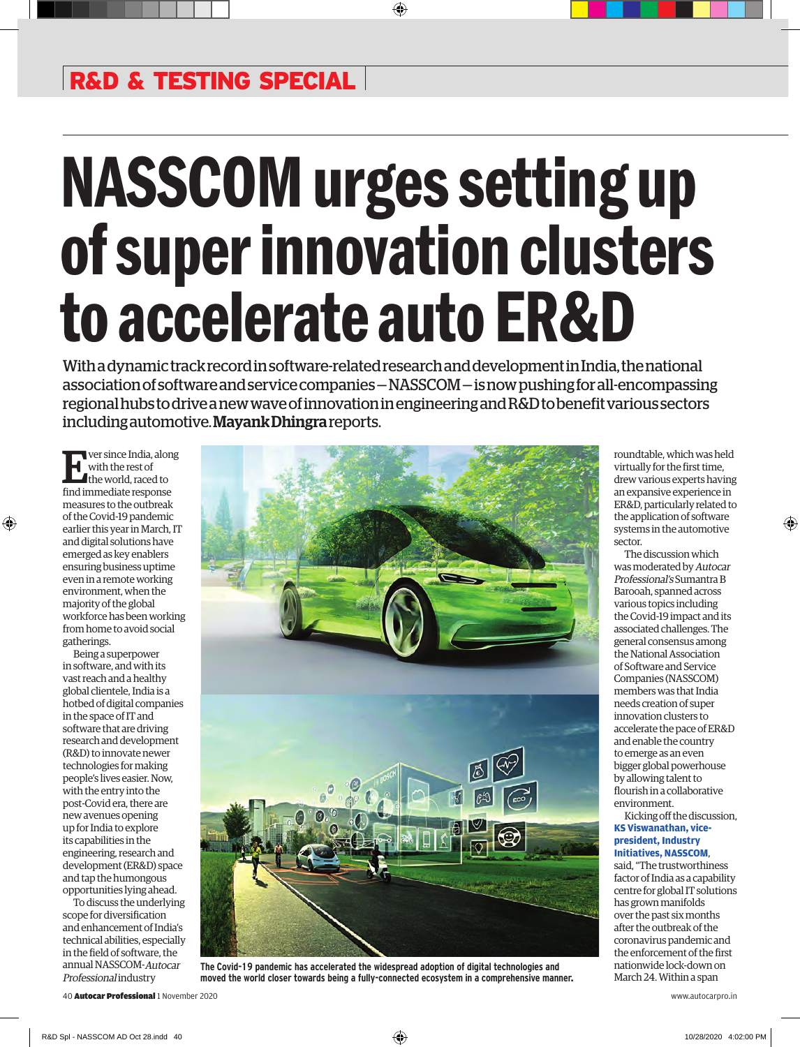R&D & TESTING SPECIAL

# NASSCOM urges setting up of super innovation clusters to accelerate auto ER&D

With a dynamic track record in software-related research and development in India, the national association of software and service companies – NASSCOM – is now pushing for all-encompassing regional hubs to drive a new wave of innovation in engineering and R&D to benefit various sectors including automotive. **Mayank Dhingra** reports.

Ever since India, along with the rest of the world, raced to find immediate response measures to the outbreak of the Covid-19 pandemic earlier this year in March, IT and digital solutions have emerged as key enablers ensuring business uptime even in a remote working environment, when the majority of the global workforce has been working from home to avoid social gatherings.

Being a superpower in software, and with its vast reach and a healthy global clientele, India is a hotbed of digital companies in the space of IT and software that are driving research and development (R&D) to innovate newer technologies for making people's lives easier. Now, with the entry into the post-Covid era, there are new avenues opening up for India to explore its capabilities in the engineering, research and development (ER&D) space and tap the humongous opportunities lying ahead.

To discuss the underlying scope for diversification and enhancement of India's technical abilities, especially in the field of software, the annual NASSCOM-*Autocar Professional* industry roundtable, which was held virtually for the first time, drew various experts having an expansive experience in ER&D, particularly related to the application of software systems in the automotive sector.

The discussion which was moderated by *Autocar Professional's* Sumantra B Barooah, spanned across various topics including the Covid-19 impact and its associated challenges. The general consensus among the National Association of Software and Service Companies (NASSCOM) members was that India needs creation of super innovation clusters to accelerate the pace of ER&D and enable the country to emerge as an even bigger global powerhouse by allowing talent to flourish in a collaborative environment.

Kicking off the discussion, **KS Viswanathan, vice-president, Industry Initiatives, NASSCOM**, said, "The trustworthiness factor of India as a capability centre for global IT solutions has grown manifolds over the past six months after the outbreak of the coronavirus pandemic and the enforcement of the first nationwide lock-down on March 24. Within a span

**The Covid-19 pandemic has accelerated the widespread adoption of digital technologies and moved the world closer towards being a fully-connected ecosystem in a comprehensive manner.**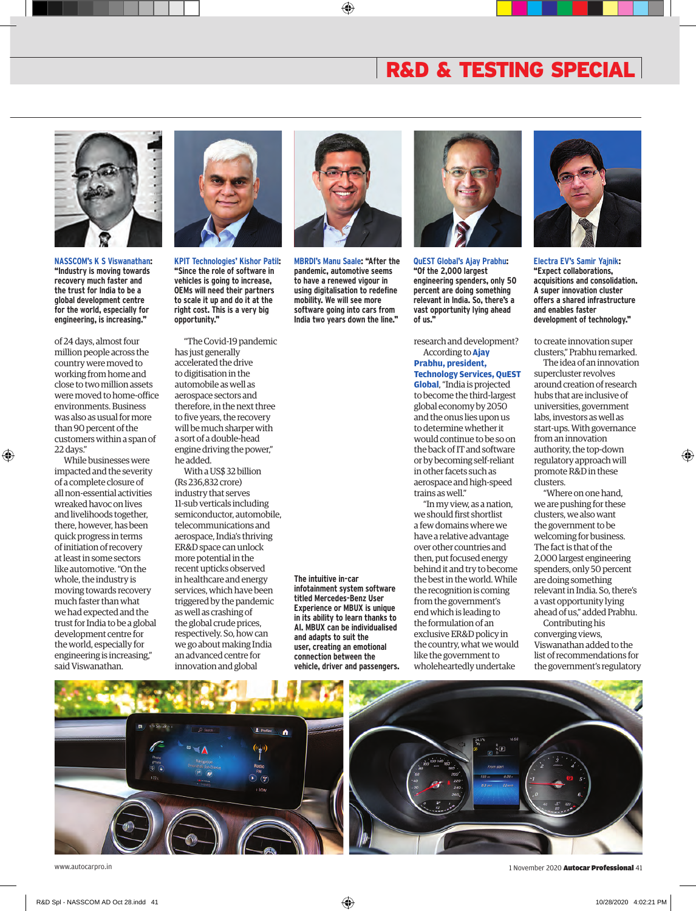## R&D & TESTING SPECIAL

**NASSCOM's K S Viswanathan: "Industry is moving towards recovery much faster and the trust for India to be a global development centre for the world, especially for engineering, is increasing."**

**KPIT Technologies' Kishor Patil: "Since the role of software in vehicles is going to increase, OEMs will need their partners to scale it up and do it at the right cost. This is a very big opportunity."**

**MBRDI's Manu Saale: "After the pandemic, automotive seems to have a renewed vigour in using digitalisation to redefine mobility. We will see more software going into cars from India two years down the line."**

**QuEST Global's Ajay Prabhu: "Of the 2,000 largest engineering spenders, only 50 percent are doing something relevant in India. So, there's a vast opportunity lying ahead of us."**

**Electra EV's Samir Yajnik: "Expect collaborations, acquisitions and consolidation. A super innovation cluster offers a shared infrastructure and enables faster development of technology."**

of 24 days, almost four million people across the country were moved to working from home and close to two million assets were moved to home-office environments. Business was also as usual for more than 90 percent of the customers within a span of 22 days."

While businesses were impacted and the severity of a complete closure of all non-essential activities wreaked havoc on lives and livelihoods together, there, however, has been quick progress in terms of initiation of recovery at least in some sectors like automotive. "On the whole, the industry is moving towards recovery much faster than what we had expected and the trust for India to be a global development centre for the world, especially for engineering is increasing," said Viswanathan.

"The Covid-19 pandemic has just generally accelerated the drive to digitisation in the automobile as well as aerospace sectors and therefore, in the next three to five years, the recovery will be much sharper with a sort of a double-head engine driving the power," he added.

With a US$ 32 billion (Rs 236,832 crore) industry that serves 11-sub verticals including semiconductor, automobile, telecommunications and aerospace, India's thriving ER&D space can unlock more potential in the recent upticks observed in healthcare and energy services, which have been triggered by the pandemic as well as crashing of the global crude prices, respectively. So, how can we go about making India an advanced centre for innovation and global research and development?

According to **Ajay Prabhu, president, Technology Services, QuEST Global**, "India is projected to become the third-largest global economy by 2050 and the onus lies upon us to determine whether it would continue to be so on the back of IT and software or by becoming self-reliant in other facets such as aerospace and high-speed trains as well."

"In my view, as a nation, we should first shortlist a few domains where we have a relative advantage over other countries and then, put focused energy behind it and try to become the best in the world. While the recognition is coming from the government's end which is leading to the formulation of an exclusive ER&D policy in the country, what we would like the government to wholeheartedly undertake is to create innovation super clusters," Prabhu remarked.

The idea of an innovation supercluster revolves around creation of research hubs that are inclusive of universities, government labs, investors as well as start-ups. With governance from an innovation authority, the top-down regulatory approach will promote R&D in these clusters.

"Where on one hand, we are pushing for these clusters, we also want the government to be welcoming for business. The fact is that of the 2,000 largest engineering spenders, only 50 percent are doing something relevant in India. So, there's a vast opportunity lying ahead of us," added Prabhu.

Contributing his converging views, Viswanathan added to the list of recommendations for the government's regulatory

**The intuitive in-car infotainment system software titled Mercedes-Benz User Experience or MBUX is unique in its ability to learn thanks to AI. MBUX can be individualised and adapts to suit the user, creating an emotional connection between the vehicle, driver and passengers.**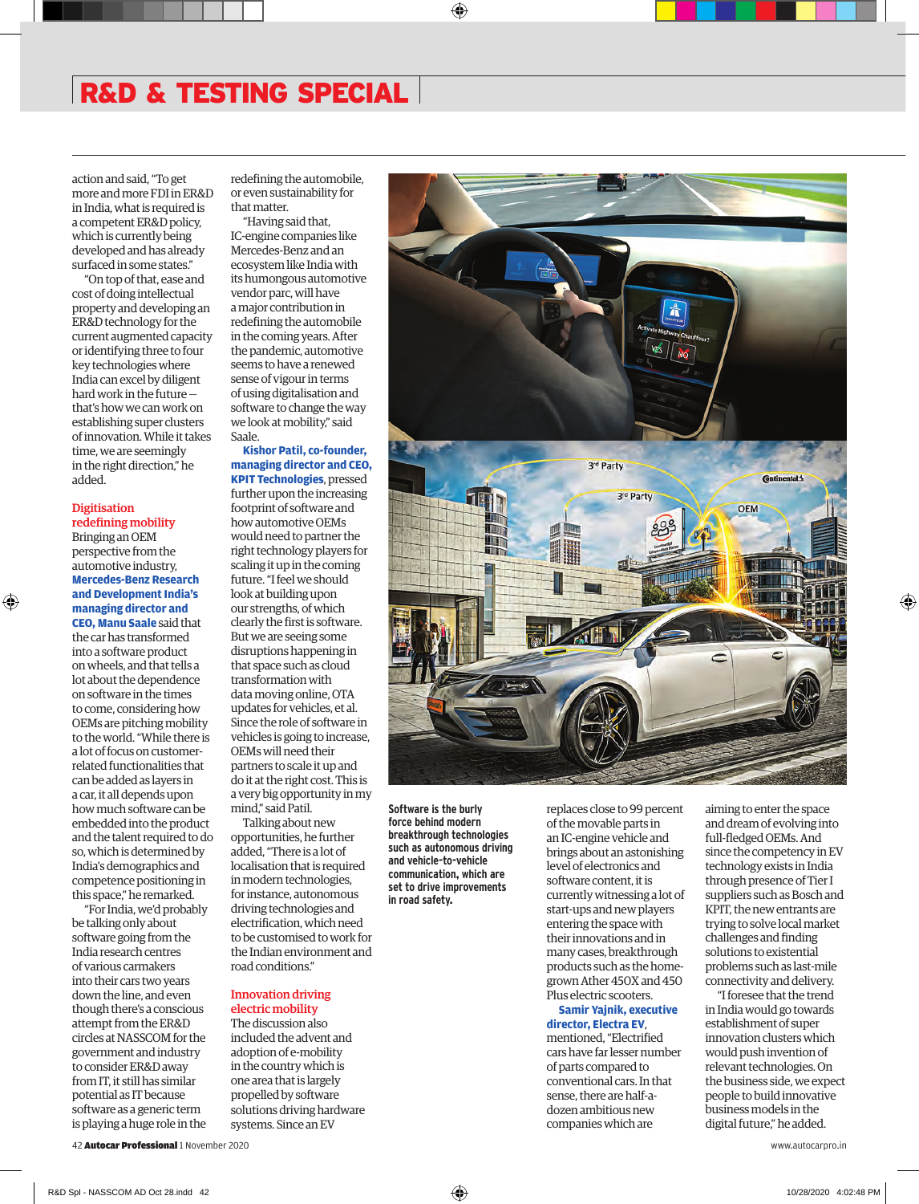action and said, "To get more and more FDI in ER&D in India, what is required is a competent ER&D policy, which is currently being developed and has already surfaced in some states."

"On top of that, ease and cost of doing intellectual property and developing an ER&D technology for the current augmented capacity or identifying three to four key technologies where India can excel by diligent hard work in the future – that's how we can work on establishing super clusters of innovation. While it takes time, we are seemingly in the right direction," he added.

## Digitisation redefining mobility

Bringing an OEM perspective from the automotive industry, **Mercedes-Benz Research and Development India's managing director and CEO, Manu Saale** said that the car has transformed into a software product on wheels, and that tells a lot about the dependence on software in the times to come, considering how OEMs are pitching mobility to the world. "While there is a lot of focus on customer-related functionalities that can be added as layers in a car, it all depends upon how much software can be embedded into the product and the talent required to do so, which is determined by India's demographics and competence positioning in this space," he remarked.

"For India, we'd probably be talking only about software going from the India research centres of various carmakers into their cars two years down the line, and even though there's a conscious attempt from the ER&D circles at NASSCOM for the government and industry to consider ER&D away from IT, it still has similar potential as IT because software as a generic term is playing a huge role in the redefining the automobile, or even sustainability for that matter.

"Having said that, IC-engine companies like Mercedes-Benz and an ecosystem like India with its humongous automotive vendor parc, will have a major contribution in redefining the automobile in the coming years. After the pandemic, automotive seems to have a renewed sense of vigour in terms of using digitalisation and software to change the way we look at mobility," said Saale.

**Kishor Patil, co-founder, managing director and CEO, KPIT Technologies**, pressed further upon the increasing footprint of software and how automotive OEMs would need to partner the right technology players for scaling it up in the coming future. "I feel we should look at building upon our strengths, of which clearly the first is software. But we are seeing some disruptions happening in that space such as cloud transformation with data moving online, OTA updates for vehicles, et al. Since the role of software in vehicles is going to increase, OEMs will need their partners to scale it up and do it at the right cost. This is a very big opportunity in my mind," said Patil.

Talking about new opportunities, he further added, "There is a lot of localisation that is required in modern technologies, for instance, autonomous driving technologies and electrification, which need to be customised to work for the Indian environment and road conditions."

## Innovation driving electric mobility

The discussion also included the advent and adoption of e-mobility in the country which is one area that is largely propelled by software solutions driving hardware systems. Since an EV replaces close to 99 percent of the movable parts in an IC-engine vehicle and brings about an astonishing level of electronics and software content, it is currently witnessing a lot of start-ups and new players entering the space with their innovations and in many cases, breakthrough products such as the home-grown Ather 450X and 450 Plus electric scooters.

**Samir Yajnik, executive director, Electra EV**, mentioned, "Electrified cars have far lesser number of parts compared to conventional cars. In that sense, there are half-a-dozen ambitious new companies which are aiming to enter the space and dream of evolving into full-fledged OEMs. And since the competency in EV technology exists in India through presence of Tier I suppliers such as Bosch and KPIT, the new entrants are trying to solve local market challenges and finding solutions to existential problems such as last-mile connectivity and delivery.

"I foresee that the trend in India would go towards establishment of super innovation clusters which would push invention of relevant technologies. On the business side, we expect people to build innovative business models in the digital future," he added.

**Software is the burly force behind modern breakthrough technologies such as autonomous driving and vehicle-to-vehicle communication, which are set to drive improvements in road safety.**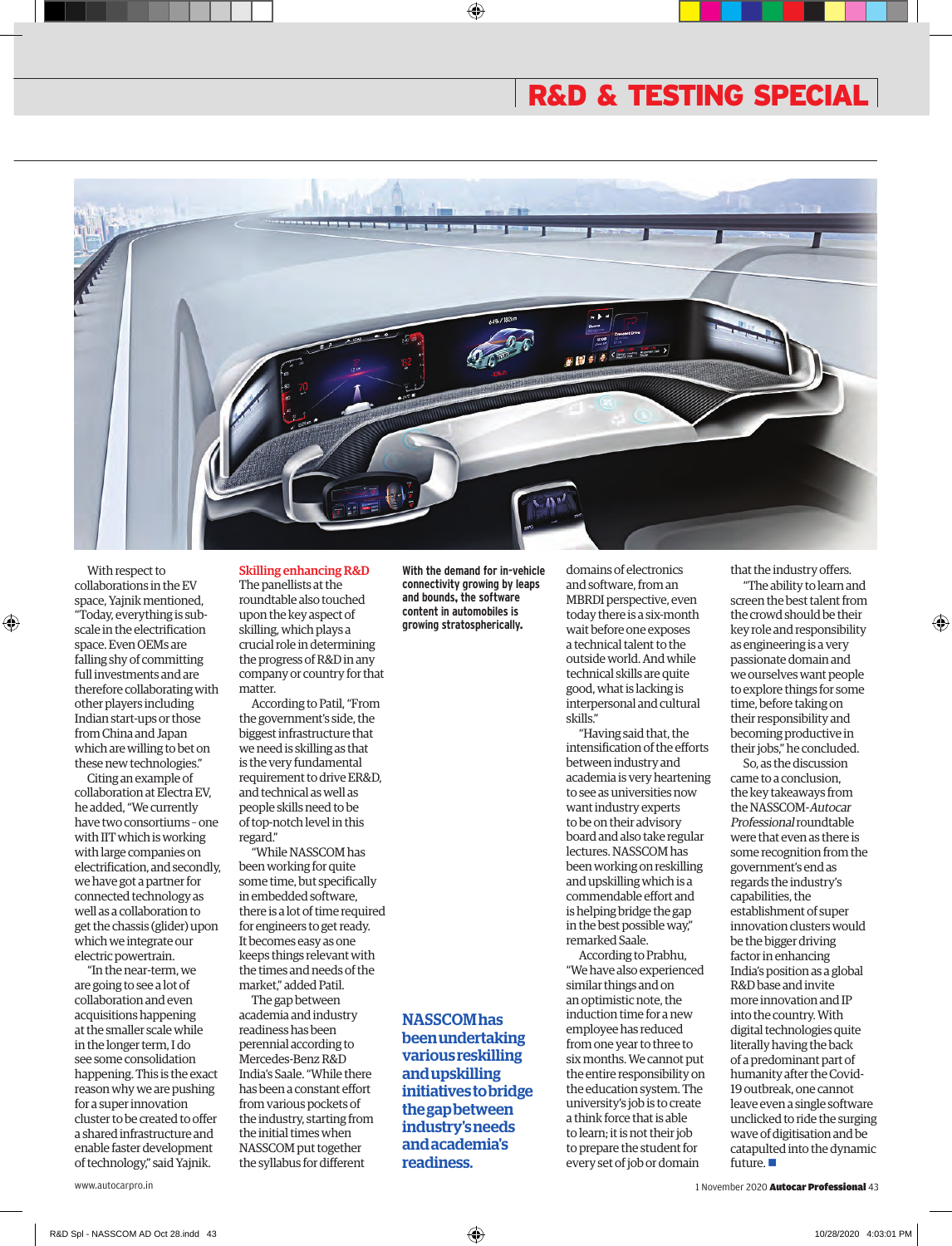With respect to collaborations in the EV space, Yajnik mentioned, "Today, everything is sub-scale in the electrification space. Even OEMs are falling shy of committing full investments and are therefore collaborating with other players including Indian start-ups or those from China and Japan which are willing to bet on these new technologies."

Citing an example of collaboration at Electra EV, he added, "We currently have two consortiums - one with IIT which is working with large companies on electrification, and secondly, we have got a partner for connected technology as well as a collaboration to get the chassis (glider) upon which we integrate our electric powertrain.

"In the near-term, we are going to see a lot of collaboration and even acquisitions happening at the smaller scale while in the longer term, I do see some consolidation happening. This is the exact reason why we are pushing for a super innovation cluster to be created to offer a shared infrastructure and enable faster development of technology," said Yajnik.

## Skilling enhancing R&D

The panellists at the roundtable also touched upon the key aspect of skilling, which plays a crucial role in determining the progress of R&D in any company or country for that matter.

According to Patil, "From the government's side, the biggest infrastructure that we need is skilling as that is the very fundamental requirement to drive ER&D, and technical as well as people skills need to be of top-notch level in this regard."

"While NASSCOM has been working for quite some time, but specifically in embedded software, there is a lot of time required for engineers to get ready. It becomes easy as one keeps things relevant with the times and needs of the market," added Patil.

The gap between academia and industry readiness has been perennial according to Mercedes-Benz R&D India's Saale. "While there has been a constant effort from various pockets of the industry, starting from the initial times when NASSCOM put together the syllabus for different domains of electronics and software, from an MBRDI perspective, even today there is a six-month wait before one exposes a technical talent to the outside world. And while technical skills are quite good, what is lacking is interpersonal and cultural skills."

"Having said that, the intensification of the efforts between industry and academia is very heartening to see as universities too want industry experts to be on their advisory board and also take regular lectures. NASSCOM has been working on reskilling and upskilling which is a commendable effort and is helping bridge the gap in the best possible way," remarked Saale.

According to Prabhu, "We have also experienced similar things and on an optimistic note, the induction time for a new employee has reduced from one year to three to six months. We cannot put the entire responsibility on the education system. The university's job is to create a think force that is able to learn; it is not their job to prepare the student for every set of job or domain that the industry offers.

"The ability to learn and screen the best talent from the crowd should be their key role and responsibility as engineering is a very passionate domain and we ourselves want people to explore things for some time, before taking on their responsibility and becoming productive in their jobs," he concluded.

So, as the discussion came to a conclusion, the key takeaways from the NASSCOM-*Autocar Professional* roundtable were that even as there is some recognition from the government's end as regards the industry's capabilities, the establishment of super innovation clusters would be the bigger driving factor in enhancing India's position as a global R&D base and invite more innovation and IP into the country. With digital technologies quite literally having the back of a predominant part of humanity after the Covid-19 outbreak, one cannot leave even a single software unclicked to ride the surging wave of digitisation and be catapulted into the dynamic future. ■

**With the demand for in-vehicle connectivity growing by leaps and bounds, the software content in automobiles is growing stratospherically.**

**NASSCOM has been undertaking various reskilling and upskilling initiatives to bridge the gap between industry's needs and academia's readiness.**